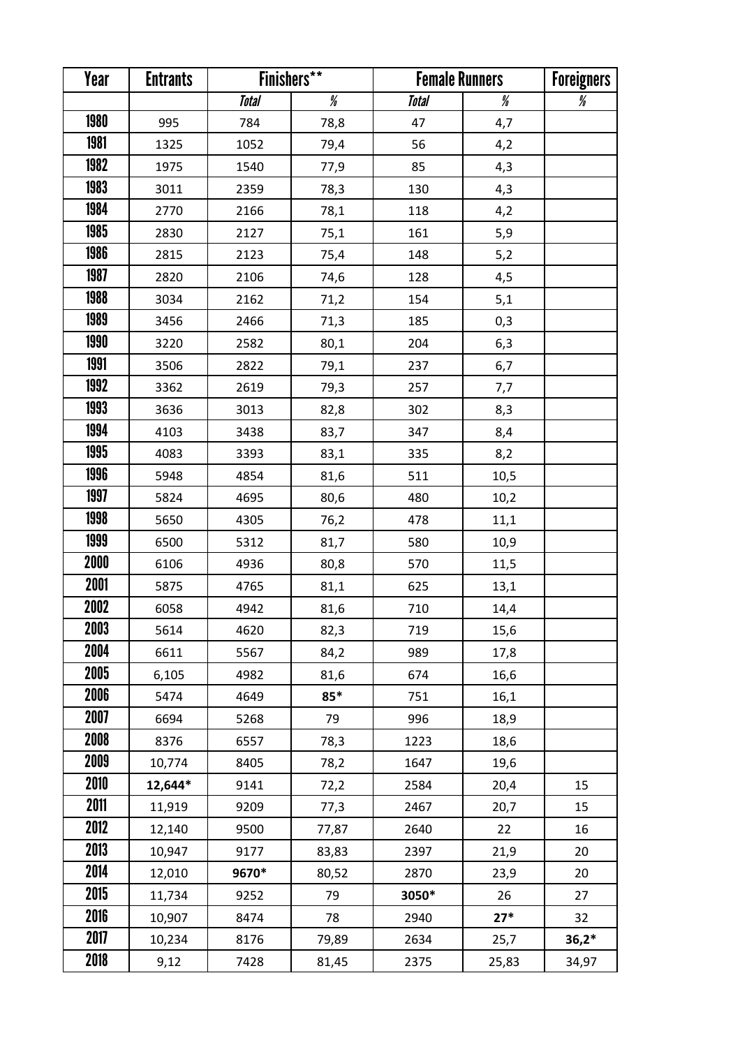| Year | Entrants | Finishers** | | Female Runners | | Foreigners |
|---|---|---|---|---|---|---|
| | | *Total* | *%* | *Total* | *%* | *%* |
| 1980 | 995 | 784 | 78,8 | 47 | 4,7 | |
| 1981 | 1325 | 1052 | 79,4 | 56 | 4,2 | |
| 1982 | 1975 | 1540 | 77,9 | 85 | 4,3 | |
| 1983 | 3011 | 2359 | 78,3 | 130 | 4,3 | |
| 1984 | 2770 | 2166 | 78,1 | 118 | 4,2 | |
| 1985 | 2830 | 2127 | 75,1 | 161 | 5,9 | |
| 1986 | 2815 | 2123 | 75,4 | 148 | 5,2 | |
| 1987 | 2820 | 2106 | 74,6 | 128 | 4,5 | |
| 1988 | 3034 | 2162 | 71,2 | 154 | 5,1 | |
| 1989 | 3456 | 2466 | 71,3 | 185 | 0,3 | |
| 1990 | 3220 | 2582 | 80,1 | 204 | 6,3 | |
| 1991 | 3506 | 2822 | 79,1 | 237 | 6,7 | |
| 1992 | 3362 | 2619 | 79,3 | 257 | 7,7 | |
| 1993 | 3636 | 3013 | 82,8 | 302 | 8,3 | |
| 1994 | 4103 | 3438 | 83,7 | 347 | 8,4 | |
| 1995 | 4083 | 3393 | 83,1 | 335 | 8,2 | |
| 1996 | 5948 | 4854 | 81,6 | 511 | 10,5 | |
| 1997 | 5824 | 4695 | 80,6 | 480 | 10,2 | |
| 1998 | 5650 | 4305 | 76,2 | 478 | 11,1 | |
| 1999 | 6500 | 5312 | 81,7 | 580 | 10,9 | |
| 2000 | 6106 | 4936 | 80,8 | 570 | 11,5 | |
| 2001 | 5875 | 4765 | 81,1 | 625 | 13,1 | |
| 2002 | 6058 | 4942 | 81,6 | 710 | 14,4 | |
| 2003 | 5614 | 4620 | 82,3 | 719 | 15,6 | |
| 2004 | 6611 | 5567 | 84,2 | 989 | 17,8 | |
| 2005 | 6,105 | 4982 | 81,6 | 674 | 16,6 | |
| 2006 | 5474 | 4649 | **85*** | 751 | 16,1 | |
| 2007 | 6694 | 5268 | 79 | 996 | 18,9 | |
| 2008 | 8376 | 6557 | 78,3 | 1223 | 18,6 | |
| 2009 | 10,774 | 8405 | 78,2 | 1647 | 19,6 | |
| 2010 | **12,644*** | 9141 | 72,2 | 2584 | 20,4 | 15 |
| 2011 | 11,919 | 9209 | 77,3 | 2467 | 20,7 | 15 |
| 2012 | 12,140 | 9500 | 77,87 | 2640 | 22 | 16 |
| 2013 | 10,947 | 9177 | 83,83 | 2397 | 21,9 | 20 |
| 2014 | 12,010 | **9670*** | 80,52 | 2870 | 23,9 | 20 |
| 2015 | 11,734 | 9252 | 79 | **3050*** | 26 | 27 |
| 2016 | 10,907 | 8474 | 78 | 2940 | **27*** | 32 |
| 2017 | 10,234 | 8176 | 79,89 | 2634 | 25,7 | **36,2*** |
| 2018 | 9,12 | 7428 | 81,45 | 2375 | 25,83 | 34,97 |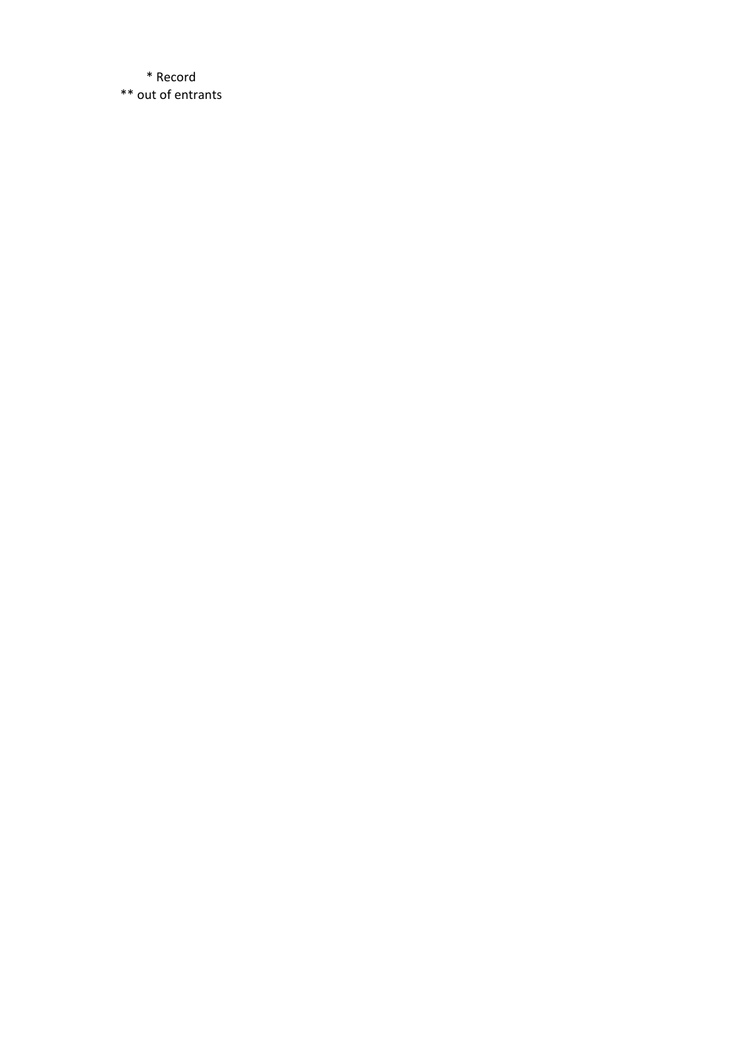\* Record
\*\* out of entrants

* Record
** out of entrants